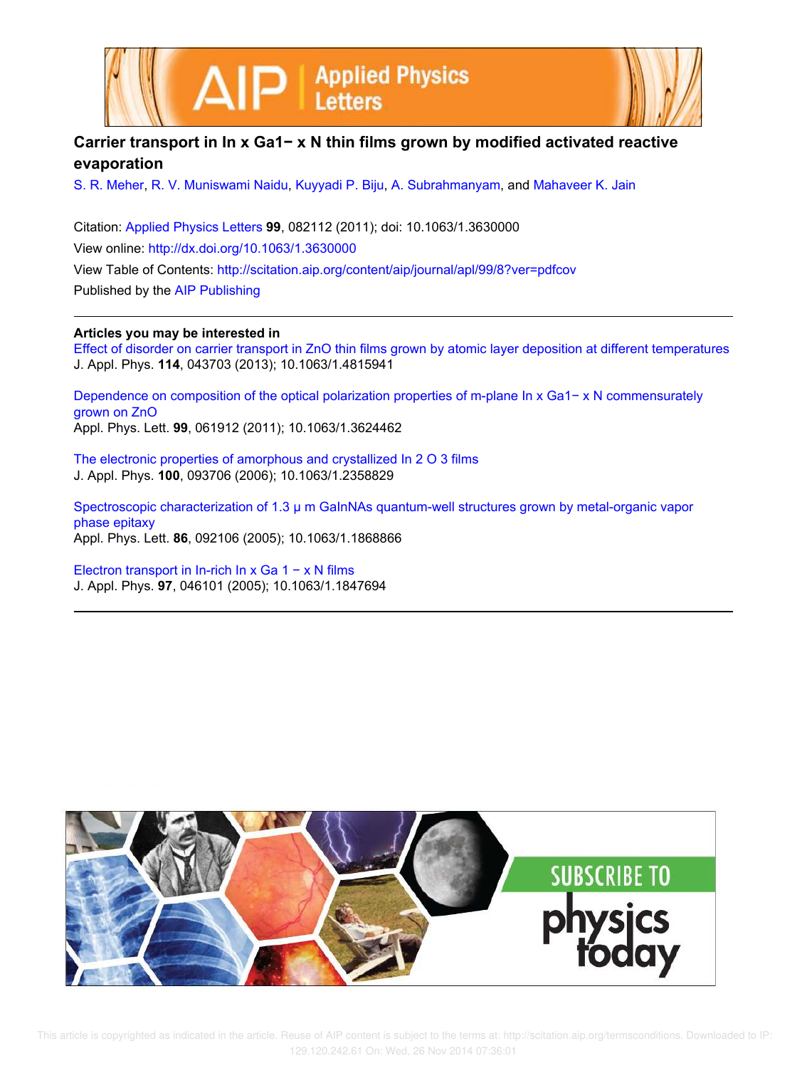# Carrier transport in $In_xGa_{1-x}N$ thin films grown by modified activated reactive evaporation

S. R. Meher, R. V. Muniswami Naidu, Kuyyadi P. Biju, A. Subrahmanyam, and Mahaveer K. Jain

Citation: Applied Physics Letters **99**, 082112 (2011); doi: 10.1063/1.3630000

View online: http://dx.doi.org/10.1063/1.3630000

View Table of Contents: http://scitation.aip.org/content/aip/journal/apl/99/8?ver=pdfcov

Published by the AIP Publishing

**Articles you may be interested in**

Effect of disorder on carrier transport in ZnO thin films grown by atomic layer deposition at different temperatures
J. Appl. Phys. **114**, 043703 (2013); 10.1063/1.4815941

Dependence on composition of the optical polarization properties of m-plane $In_xGa_{1-x}N$ commensurately grown on ZnO
Appl. Phys. Lett. **99**, 061912 (2011); 10.1063/1.3624462

The electronic properties of amorphous and crystallized $In_2O_3$ films
J. Appl. Phys. **100**, 093706 (2006); 10.1063/1.2358829

Spectroscopic characterization of 1.3 μm GaInNAs quantum-well structures grown by metal-organic vapor phase epitaxy
Appl. Phys. Lett. **86**, 092106 (2005); 10.1063/1.1868866

Electron transport in In-rich $In_xGa_{1-x}N$ films
J. Appl. Phys. **97**, 046101 (2005); 10.1063/1.1847694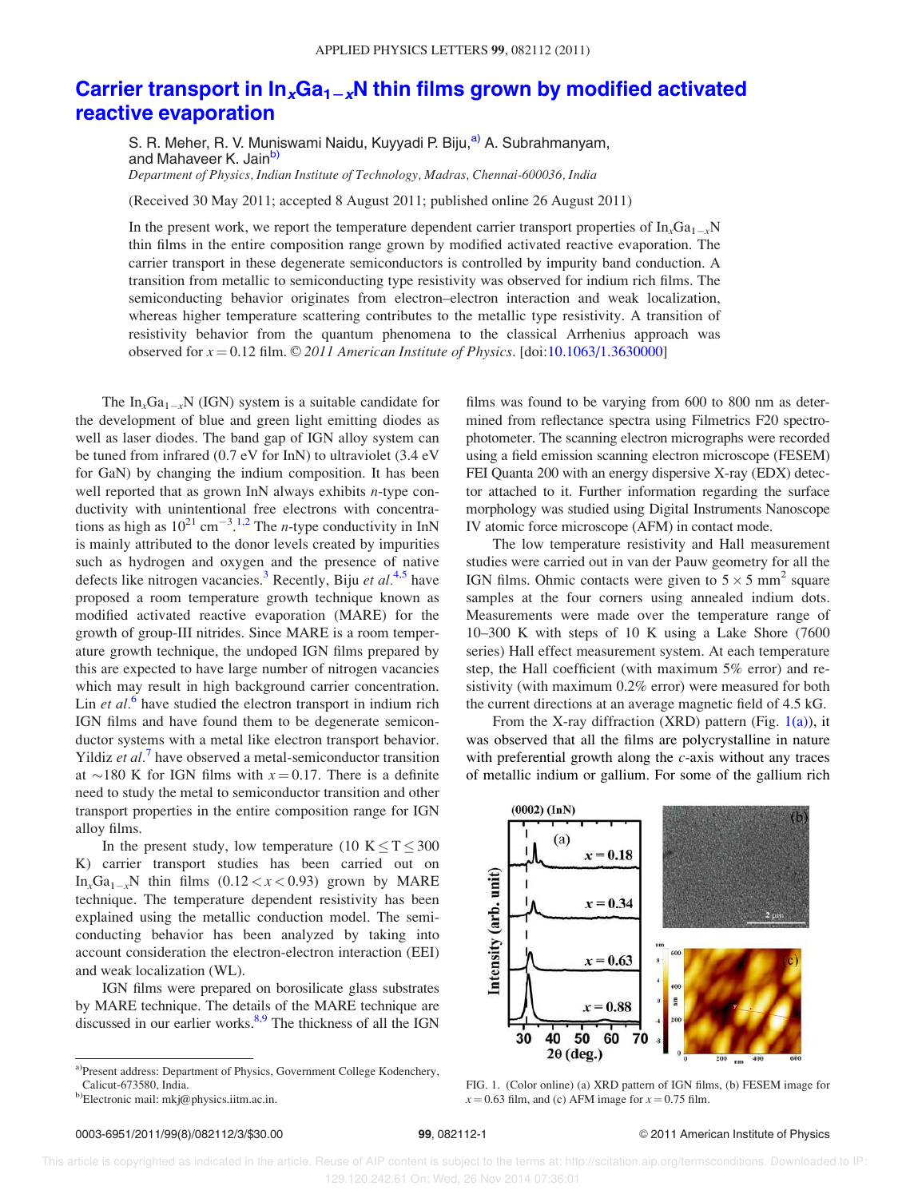# Carrier transport in $In_xGa_{1-x}N$ thin films grown by modified activated reactive evaporation

S. R. Meher, R. V. Muniswami Naidu, Kuyyadi P. Biju,[a] A. Subrahmanyam, and Mahaveer K. Jain[b]

*Department of Physics, Indian Institute of Technology, Madras, Chennai-600036, India*

(Received 30 May 2011; accepted 8 August 2011; published online 26 August 2011)

In the present work, we report the temperature dependent carrier transport properties of $In_xGa_{1-x}N$ thin films in the entire composition range grown by modified activated reactive evaporation. The carrier transport in these degenerate semiconductors is controlled by impurity band conduction. A transition from metallic to semiconducting type resistivity was observed for indium rich films. The semiconducting behavior originates from electron–electron interaction and weak localization, whereas higher temperature scattering contributes to the metallic type resistivity. A transition of resistivity behavior from the quantum phenomena to the classical Arrhenius approach was observed for $x = 0.12$ film. © *2011 American Institute of Physics*. [doi:10.1063/1.3630000]

The $In_xGa_{1-x}N$ (IGN) system is a suitable candidate for the development of blue and green light emitting diodes as well as laser diodes. The band gap of IGN alloy system can be tuned from infrared (0.7 eV for InN) to ultraviolet (3.4 eV for GaN) by changing the indium composition. It has been well reported that as grown InN always exhibits *n*-type conductivity with unintentional free electrons with concentrations as high as $10^{21}$ $cm^{-3}$.[1,2] The *n*-type conductivity in InN is mainly attributed to the donor levels created by impurities such as hydrogen and oxygen and the presence of native defects like nitrogen vacancies.[3] Recently, Biju *et al.*[4,5] have proposed a room temperature growth technique known as modified activated reactive evaporation (MARE) for the growth of group-III nitrides. Since MARE is a room temperature growth technique, the undoped IGN films prepared by this are expected to have large number of nitrogen vacancies which may result in high background carrier concentration. Lin *et al.*[6] have studied the electron transport in indium rich IGN films and have found them to be degenerate semiconductor systems with a metal like electron transport behavior. Yildiz *et al.*[7] have observed a metal-semiconductor transition at ~180 K for IGN films with $x = 0.17$. There is a definite need to study the metal to semiconductor transition and other transport properties in the entire composition range for IGN alloy films.

In the present study, low temperature ($10\ K \leq T \leq 300$ K) carrier transport studies has been carried out on $In_xGa_{1-x}N$ thin films ($0.12 < x < 0.93$) grown by MARE technique. The temperature dependent resistivity has been explained using the metallic conduction model. The semiconducting behavior has been analyzed by taking into account consideration the electron-electron interaction (EEI) and weak localization (WL).

IGN films were prepared on borosilicate glass substrates by MARE technique. The details of the MARE technique are discussed in our earlier works.[8,9] The thickness of all the IGN films was found to be varying from 600 to 800 nm as determined from reflectance spectra using Filmetrics F20 spectrophotometer. The scanning electron micrographs were recorded using a field emission scanning electron microscope (FESEM) FEI Quanta 200 with an energy dispersive X-ray (EDX) detector attached to it. Further information regarding the surface morphology was studied using Digital Instruments Nanoscope IV atomic force microscope (AFM) in contact mode.

The low temperature resistivity and Hall measurement studies were carried out in van der Pauw geometry for all the IGN films. Ohmic contacts were given to $5 \times 5$ $mm^2$ square samples at the four corners using annealed indium dots. Measurements were made over the temperature range of 10–300 K with steps of 10 K using a Lake Shore (7600 series) Hall effect measurement system. At each temperature step, the Hall coefficient (with maximum 5% error) and resistivity (with maximum 0.2% error) were measured for both the current directions at an average magnetic field of 4.5 kG.

From the X-ray diffraction (XRD) pattern (Fig. 1(a)), it was observed that all the films are polycrystalline in nature with preferential growth along the *c*-axis without any traces of metallic indium or gallium. For some of the gallium rich

(0002) (InN)
(a)
x = 0.18
x = 0.34
x = 0.63
x = 0.88
Intensity (arb. unit)
30 40 50 60 70
2θ (deg.)
(b)
2 μm
(c)

FIG. 1. (Color online) (a) XRD pattern of IGN films, (b) FESEM image for $x = 0.63$ film, and (c) AFM image for $x = 0.75$ film.

---

[a] Present address: Department of Physics, Government College Kodenchery, Calicut-673580, India.

[b] Electronic mail: mkj@physics.iitm.ac.in.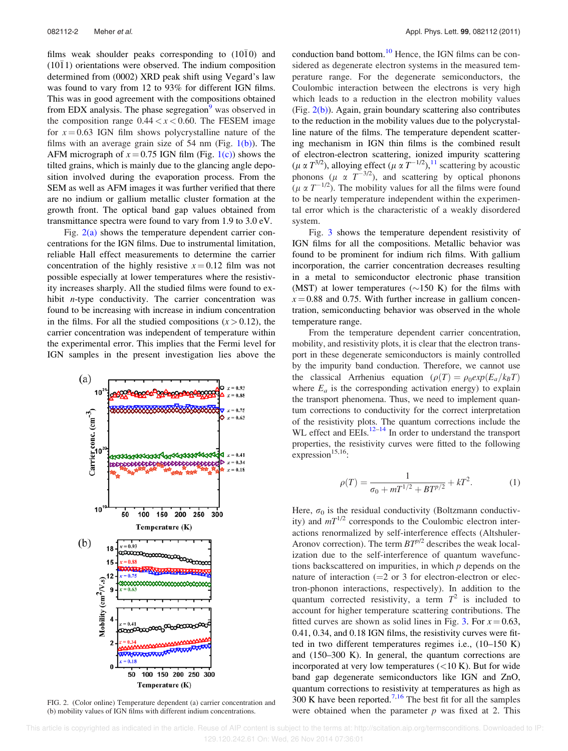films weak shoulder peaks corresponding to $(10\bar{1}0)$ and $(10\bar{1}1)$ orientations were observed. The indium composition determined from (0002) XRD peak shift using Vegard's law was found to vary from 12 to 93% for different IGN films. This was in good agreement with the compositions obtained from EDX analysis. The phase segregation[9] was observed in the composition range $0.44 < x < 0.60$. The FESEM image for $x = 0.63$ IGN film shows polycrystalline nature of the films with an average grain size of 54 nm (Fig. 1(b)). The AFM micrograph of $x = 0.75$ IGN film (Fig. 1(c)) shows the tilted grains, which is mainly due to the glancing angle deposition involved during the evaporation process. From the SEM as well as AFM images it was further verified that there are no indium or gallium metallic cluster formation at the growth front. The optical band gap values obtained from transmittance spectra were found to vary from 1.9 to 3.0 eV.

Fig. 2(a) shows the temperature dependent carrier concentrations for the IGN films. Due to instrumental limitation, reliable Hall effect measurements to determine the carrier concentration of the highly resistive $x = 0.12$ film was not possible especially at lower temperatures where the resistivity increases sharply. All the studied films were found to exhibit *n*-type conductivity. The carrier concentration was found to be increasing with increase in indium concentration in the films. For all the studied compositions ($x > 0.12$), the carrier concentration was independent of temperature within the experimental error. This implies that the Fermi level for IGN samples in the present investigation lies above the conduction band bottom.[10] Hence, the IGN films can be considered as degenerate electron systems in the measured temperature range. For the degenerate semiconductors, the Coulombic interaction between the electrons is very high which leads to a reduction in the electron mobility values (Fig. 2(b)). Again, grain boundary scattering also contributes to the reduction in the mobility values due to the polycrystalline nature of the films. The temperature dependent scattering mechanism in IGN thin films is the combined result of electron-electron scattering, ionized impurity scattering ($\mu \propto T^{3/2}$), alloying effect ($\mu \propto T^{-1/2}$),[11] scattering by acoustic phonons ($\mu \propto T^{-3/2}$), and scattering by optical phonons ($\mu \propto T^{-1/2}$). The mobility values for all the films were found to be nearly temperature independent within the experimental error which is the characteristic of a weakly disordered system.

(a)
Carrier conc. (cm$^{-3}$)
$10^{21}$
$10^{20}$
$10^{19}$
$x = 0.93$
$x = 0.88$
$x = 0.75$
$x = 0.63$
$x = 0.41$
$x = 0.34$
$x = 0.18$
50 100 150 200 250 300
Temperature (K)

(b)
Mobility (cm$^2$/V.s)
18
15
12
9
4
2
0
$x = 0.93$
$x = 0.88$
$x = 0.75$
$x = 0.63$
$x = 0.41$
$x = 0.34$
$x = 0.18$
50 100 150 200 250 300
Temperature (K)

FIG. 2. (Color online) Temperature dependent (a) carrier concentration and (b) mobility values of IGN films with different indium concentrations.

Fig. 3 shows the temperature dependent resistivity of IGN films for all the compositions. Metallic behavior was found to be prominent for indium rich films. With gallium incorporation, the carrier concentration decreases resulting in a metal to semiconductor electronic phase transition (MST) at lower temperatures (~150 K) for the films with $x = 0.88$ and 0.75. With further increase in gallium concentration, semiconducting behavior was observed in the whole temperature range.

From the temperature dependent carrier concentration, mobility, and resistivity plots, it is clear that the electron transport in these degenerate semiconductors is mainly controlled by the impurity band conduction. Therefore, we cannot use the classical Arrhenius equation ($\rho(T) = \rho_0 exp(E_a/k_BT)$ where $E_a$ is the corresponding activation energy) to explain the transport phenomena. Thus, we need to implement quantum corrections to conductivity for the correct interpretation of the resistivity plots. The quantum corrections include the WL effect and EEIs.[12–14] In order to understand the transport properties, the resistivity curves were fitted to the following expression[15,16]:

$$\rho(T) = \frac{1}{\sigma_0 + mT^{1/2} + BT^{p/2}} + kT^2. \quad (1)$$

Here, $\sigma_0$ is the residual conductivity (Boltzmann conductivity) and $mT^{1/2}$ corresponds to the Coulombic electron interactions renormalized by self-interference effects (Altshuler-Aronov correction). The term $BT^{p/2}$ describes the weak localization due to the self-interference of quantum wavefunctions backscattered on impurities, in which $p$ depends on the nature of interaction (=2 or 3 for electron-electron or electron-phonon interactions, respectively). In addition to the quantum corrected resistivity, a term $T^2$ is included to account for higher temperature scattering contributions. The fitted curves are shown as solid lines in Fig. 3. For $x = 0.63$, 0.41, 0.34, and 0.18 IGN films, the resistivity curves were fitted in two different temperatures regimes i.e., (10–150 K) and (150–300 K). In general, the quantum corrections are incorporated at very low temperatures (<10 K). But for wide band gap degenerate semiconductors like IGN and ZnO, quantum corrections to resistivity at temperatures as high as 300 K have been reported.[7,16] The best fit for all the samples were obtained when the parameter $p$ was fixed at 2. This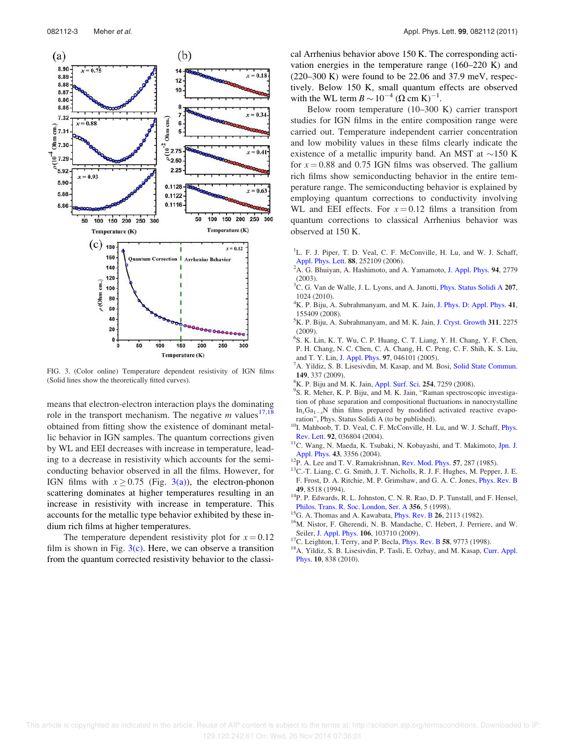(a)

8.90
8.89
8.88
8.87
8.86
8.85
$x = 0.75$

7.32
7.31
7.30
7.29
$x = 0.88$

5.92
5.90
5.88
5.86
$x = 0.93$

$\rho (10^{-4}$ Ohm cm.)

50 100 150 200 250 300

Temperature (K)

(b)

14
12
10
$x = 0.18$

8
7
6
5
$x = 0.34$

2.75
2.50
2.25
$x = 0.41$

0.1128
0.1122
0.1116
$x = 0.63$

$\rho (10^{-2}$ Ohm cm.)

50 100 150 200 250 300

Temperature (K)

(c)

180
160
140
120
100
80
60
40
20
0

Quantum Correction

Arrhenius Behavior

$x = 0.12$

$\rho$ (Ohm cm.)

0 50 100 150 200 250 300

Temperature (K)

FIG. 3. (Color online) Temperature dependent resistivity of IGN films (Solid lines show the theoretically fitted curves).

means that electron-electron interaction plays the dominating role in the transport mechanism. The negative $m$ values[17,18] obtained from fitting show the existence of dominant metallic behavior in IGN samples. The quantum corrections given by WL and EEI decreases with increase in temperature, leading to a decrease in resistivity which accounts for the semiconducting behavior observed in all the films. However, for IGN films with $x \geq 0.75$ (Fig. 3(a)), the electron-phonon scattering dominates at higher temperatures resulting in an increase in resistivity with increase in temperature. This accounts for the metallic type behavior exhibited by these indium rich films at higher temperatures.

The temperature dependent resistivity plot for $x = 0.12$ film is shown in Fig. 3(c). Here, we can observe a transition from the quantum corrected resistivity behavior to the classical Arrhenius behavior above 150 K. The corresponding activation energies in the temperature range (160–220 K) and (220–300 K) were found to be 22.06 and 37.9 meV, respectively. Below 150 K, small quantum effects are observed with the WL term $B \sim 10^{-4}$ $(\Omega \text{ cm K})^{-1}$.

Below room temperature (10–300 K) carrier transport studies for IGN films in the entire composition range were carried out. Temperature independent carrier concentration and low mobility values in these films clearly indicate the existence of a metallic impurity band. An MST at ~150 K for $x = 0.88$ and 0.75 IGN films was observed. The gallium rich films show semiconducting behavior in the entire temperature range. The semiconducting behavior is explained by employing quantum corrections to conductivity involving WL and EEI effects. For $x = 0.12$ films a transition from quantum corrections to classical Arrhenius behavior was observed at 150 K.

[1] L. F. J. Piper, T. D. Veal, C. F. McConville, H. Lu, and W. J. Schaff, Appl. Phys. Lett. **88**, 252109 (2006).
[2] A. G. Bhuiyan, A. Hashimoto, and A. Yamamoto, J. Appl. Phys. **94**, 2779 (2003).
[3] C. G. Van de Walle, J. L. Lyons, and A. Janotti, Phys. Status Solidi A **207**, 1024 (2010).
[4] K. P. Biju, A. Subrahmanyam, and M. K. Jain, J. Phys. D: Appl. Phys. **41**, 155409 (2008).
[5] K. P. Biju, A. Subrahmanyam, and M. K. Jain, J. Cryst. Growth **311**, 2275 (2009).
[6] S. K. Lin, K. T. Wu, C. P. Huang, C. T. Liang, Y. H. Chang, Y. F. Chen, P. H. Chang, N. C. Chen, C. A. Chang, H. C. Peng, C. F. Shih, K. S. Liu, and T. Y. Lin, J. Appl. Phys. **97**, 046101 (2005).
[7] A. Yildiz, S. B. Lisesivdin, M. Kasap, and M. Bosi, Solid State Commun. **149**, 337 (2009).
[8] K. P. Biju and M. K. Jain, Appl. Surf. Sci. **254**, 7259 (2008).
[9] S. R. Meher, K. P. Biju, and M. K. Jain, "Raman spectroscopic investigation of phase separation and compositional fluctuations in nanocrystalline $In_xGa_{1-x}N$ thin films prepared by modified activated reactive evaporation", Phys. Status Solidi A (to be published).
[10] I. Mahboob, T. D. Veal, C. F. McConville, H. Lu, and W. J. Schaff, Phys. Rev. Lett. **92**, 036804 (2004).
[11] C. Wang, N. Maeda, K. Tsubaki, N. Kobayashi, and T. Makimoto, Jpn. J. Appl. Phys. **43**, 3356 (2004).
[12] P. A. Lee and T. V. Ramakrishnan, Rev. Mod. Phys. **57**, 287 (1985).
[13] C.-T. Liang, C. G. Smith, J. T. Nicholls, R. J. F. Hughes, M. Pepper, J. E. F. Frost, D. A. Ritchie, M. P. Grimshaw, and G. A. C. Jones, Phys. Rev. B **49**, 8518 (1994).
[14] P. P. Edwards, R. L. Johnston, C. N. R. Rao, D. P. Tunstall, and F. Hensel, Philos. Trans. R. Soc. London, Ser. A **356**, 5 (1998).
[15] G. A. Thomas and A. Kawabata, Phys. Rev. B **26**, 2113 (1982).
[16] M. Nistor, F. Gherendi, N. B. Mandache, C. Hebert, J. Perriere, and W. Seiler, J. Appl. Phys. **106**, 103710 (2009).
[17] C. Leighton, I. Terry, and P. Becla, Phys. Rev. B **58**, 9773 (1998).
[18] A. Yildiz, S. B. Lisesivdin, P. Tasli, E. Ozbay, and M. Kasap, Curr. Appl. Phys. **10**, 838 (2010).